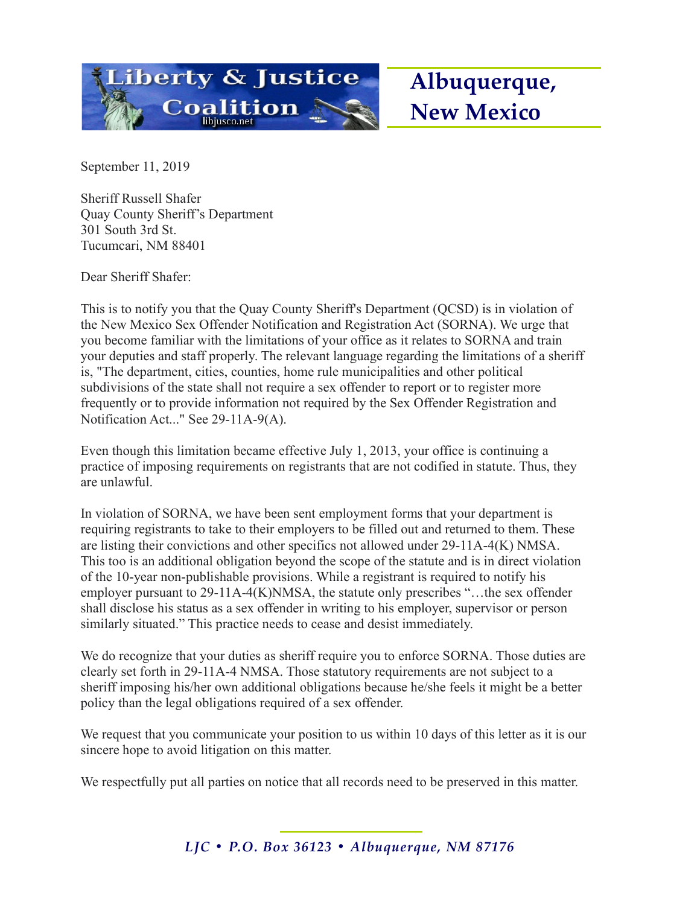# Liberty & Justice Coalition

libjusco.net

## Albuquerque, New Mexico

September 11, 2019

Sheriff Russell Shafer
Quay County Sheriff's Department
301 South 3rd St.
Tucumcari, NM 88401

Dear Sheriff Shafer:

This is to notify you that the Quay County Sheriff's Department (QCSD) is in violation of the New Mexico Sex Offender Notification and Registration Act (SORNA). We urge that you become familiar with the limitations of your office as it relates to SORNA and train your deputies and staff properly. The relevant language regarding the limitations of a sheriff is, "The department, cities, counties, home rule municipalities and other political subdivisions of the state shall not require a sex offender to report or to register more frequently or to provide information not required by the Sex Offender Registration and Notification Act..." See 29-11A-9(A).

Even though this limitation became effective July 1, 2013, your office is continuing a practice of imposing requirements on registrants that are not codified in statute. Thus, they are unlawful.

In violation of SORNA, we have been sent employment forms that your department is requiring registrants to take to their employers to be filled out and returned to them. These are listing their convictions and other specifics not allowed under 29-11A-4(K) NMSA. This too is an additional obligation beyond the scope of the statute and is in direct violation of the 10-year non-publishable provisions. While a registrant is required to notify his employer pursuant to 29-11A-4(K)NMSA, the statute only prescribes "…the sex offender shall disclose his status as a sex offender in writing to his employer, supervisor or person similarly situated." This practice needs to cease and desist immediately.

We do recognize that your duties as sheriff require you to enforce SORNA. Those duties are clearly set forth in 29-11A-4 NMSA. Those statutory requirements are not subject to a sheriff imposing his/her own additional obligations because he/she feels it might be a better policy than the legal obligations required of a sex offender.

We request that you communicate your position to us within 10 days of this letter as it is our sincere hope to avoid litigation on this matter.

We respectfully put all parties on notice that all records need to be preserved in this matter.

*LJC • P.O. Box 36123 • Albuquerque, NM 87176*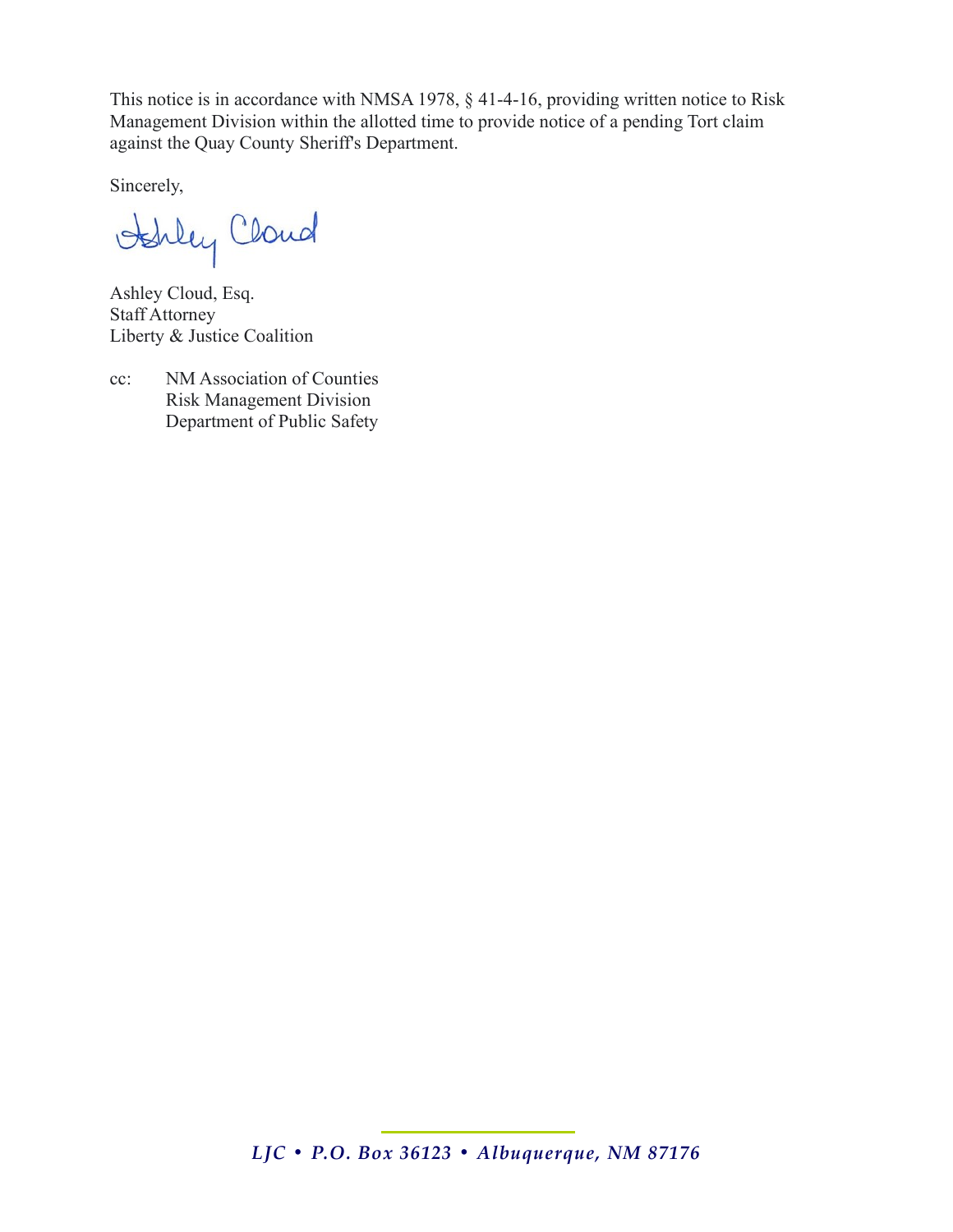This notice is in accordance with NMSA 1978, § 41-4-16, providing written notice to Risk Management Division within the allotted time to provide notice of a pending Tort claim against the Quay County Sheriff's Department.

Sincerely,

Ashley Cloud

Ashley Cloud, Esq.
Staff Attorney
Liberty & Justice Coalition

cc: NM Association of Counties
Risk Management Division
Department of Public Safety

*LJC • P.O. Box 36123 • Albuquerque, NM 87176*